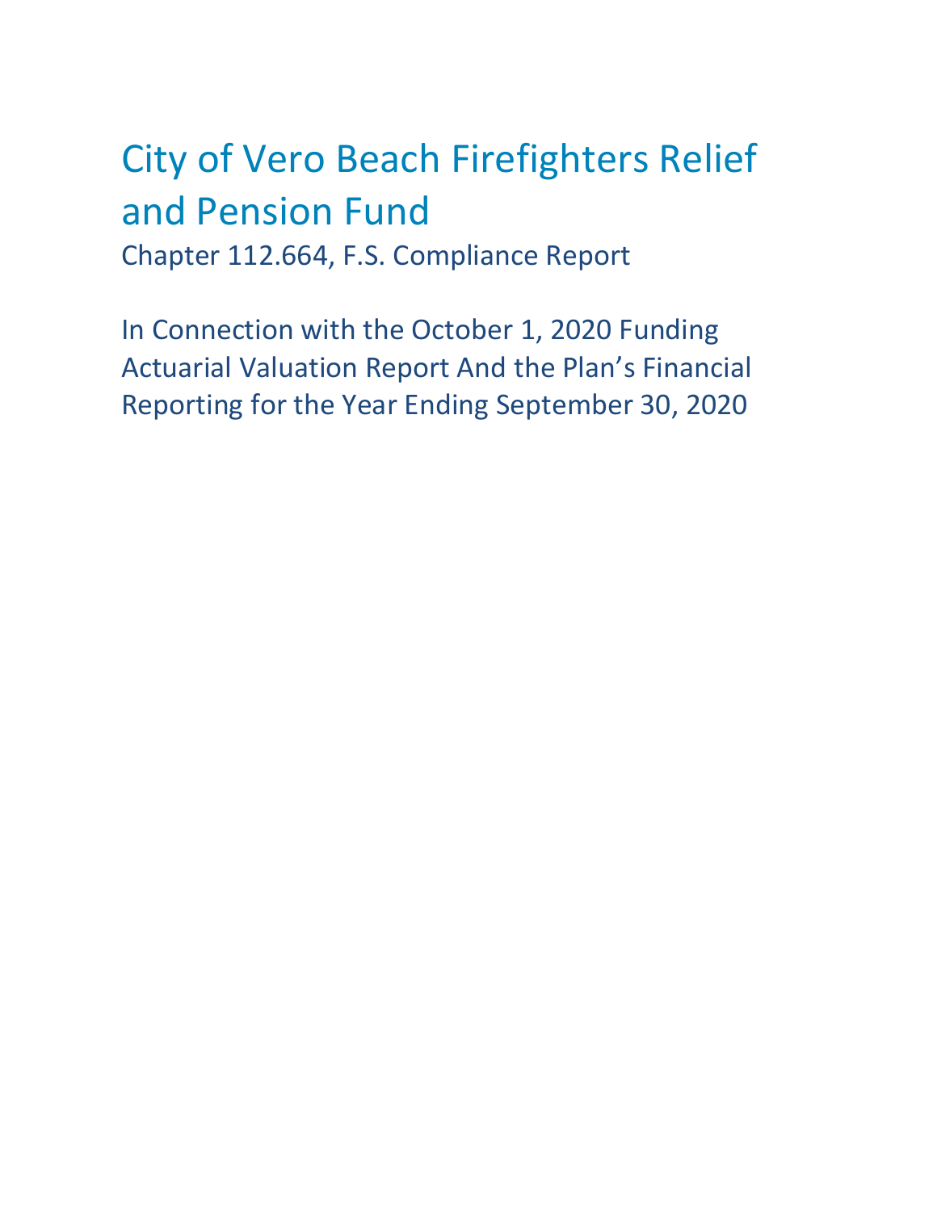# City of Vero Beach Firefighters Relief and Pension Fund

Chapter 112.664, F.S. Compliance Report

In Connection with the October 1, 2020 Funding Actuarial Valuation Report And the Plan's Financial Reporting for the Year Ending September 30, 2020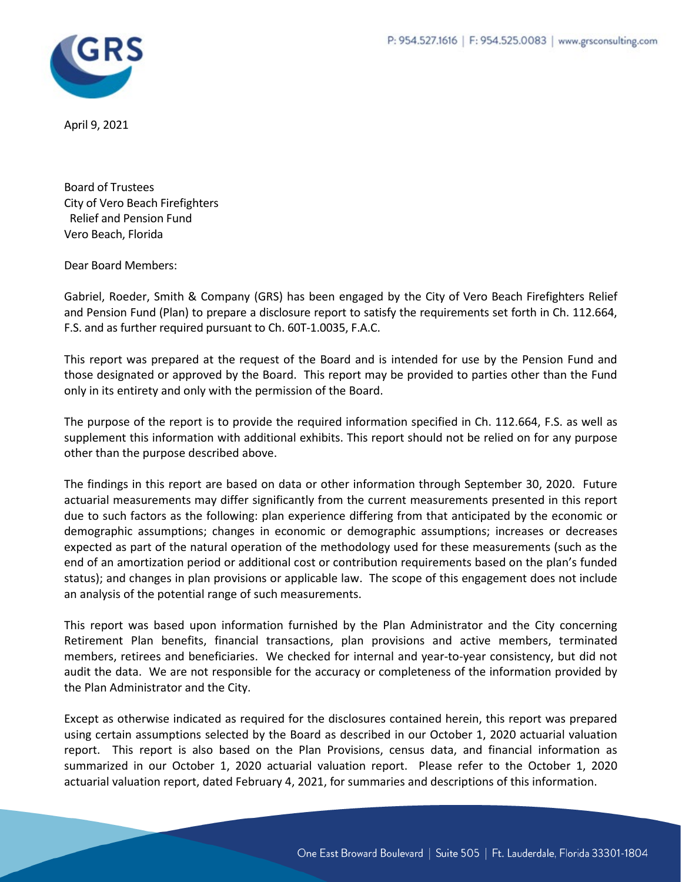April 9, 2021

Board of Trustees
City of Vero Beach Firefighters
Relief and Pension Fund
Vero Beach, Florida

Dear Board Members:

Gabriel, Roeder, Smith & Company (GRS) has been engaged by the City of Vero Beach Firefighters Relief and Pension Fund (Plan) to prepare a disclosure report to satisfy the requirements set forth in Ch. 112.664, F.S. and as further required pursuant to Ch. 60T-1.0035, F.A.C.

This report was prepared at the request of the Board and is intended for use by the Pension Fund and those designated or approved by the Board. This report may be provided to parties other than the Fund only in its entirety and only with the permission of the Board.

The purpose of the report is to provide the required information specified in Ch. 112.664, F.S. as well as supplement this information with additional exhibits. This report should not be relied on for any purpose other than the purpose described above.

The findings in this report are based on data or other information through September 30, 2020. Future actuarial measurements may differ significantly from the current measurements presented in this report due to such factors as the following: plan experience differing from that anticipated by the economic or demographic assumptions; changes in economic or demographic assumptions; increases or decreases expected as part of the natural operation of the methodology used for these measurements (such as the end of an amortization period or additional cost or contribution requirements based on the plan's funded status); and changes in plan provisions or applicable law. The scope of this engagement does not include an analysis of the potential range of such measurements.

This report was based upon information furnished by the Plan Administrator and the City concerning Retirement Plan benefits, financial transactions, plan provisions and active members, terminated members, retirees and beneficiaries. We checked for internal and year-to-year consistency, but did not audit the data. We are not responsible for the accuracy or completeness of the information provided by the Plan Administrator and the City.

Except as otherwise indicated as required for the disclosures contained herein, this report was prepared using certain assumptions selected by the Board as described in our October 1, 2020 actuarial valuation report. This report is also based on the Plan Provisions, census data, and financial information as summarized in our October 1, 2020 actuarial valuation report. Please refer to the October 1, 2020 actuarial valuation report, dated February 4, 2021, for summaries and descriptions of this information.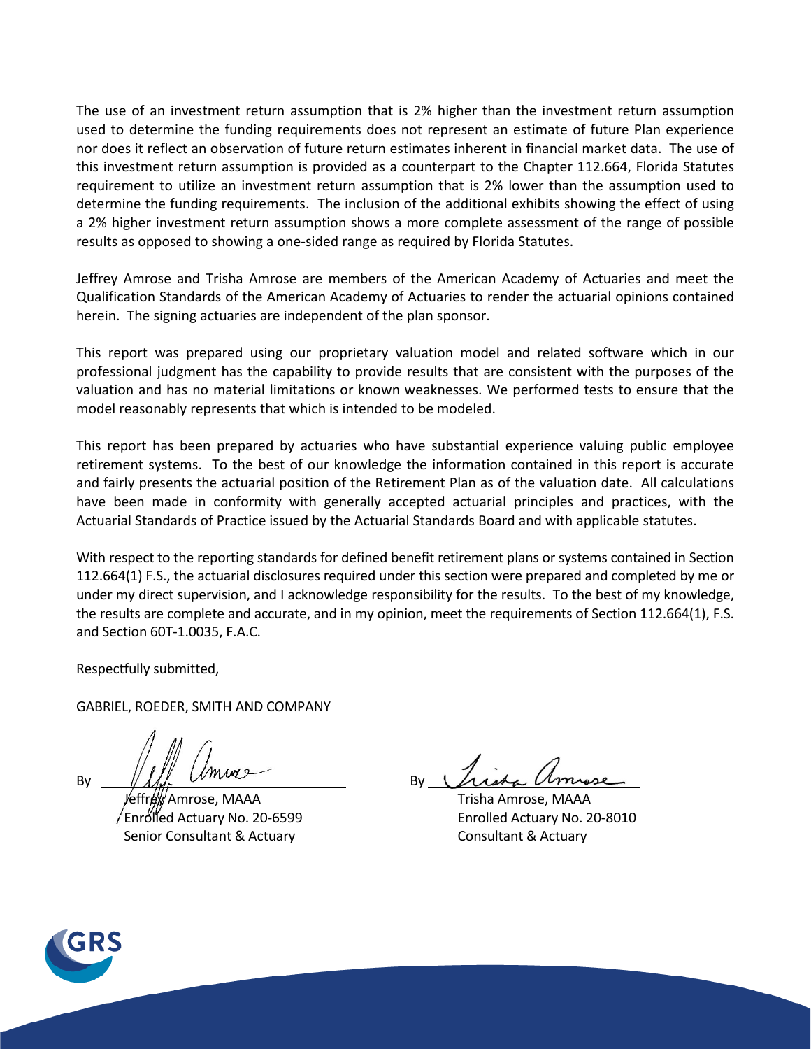The use of an investment return assumption that is 2% higher than the investment return assumption used to determine the funding requirements does not represent an estimate of future Plan experience nor does it reflect an observation of future return estimates inherent in financial market data. The use of this investment return assumption is provided as a counterpart to the Chapter 112.664, Florida Statutes requirement to utilize an investment return assumption that is 2% lower than the assumption used to determine the funding requirements. The inclusion of the additional exhibits showing the effect of using a 2% higher investment return assumption shows a more complete assessment of the range of possible results as opposed to showing a one-sided range as required by Florida Statutes.

Jeffrey Amrose and Trisha Amrose are members of the American Academy of Actuaries and meet the Qualification Standards of the American Academy of Actuaries to render the actuarial opinions contained herein. The signing actuaries are independent of the plan sponsor.

This report was prepared using our proprietary valuation model and related software which in our professional judgment has the capability to provide results that are consistent with the purposes of the valuation and has no material limitations or known weaknesses. We performed tests to ensure that the model reasonably represents that which is intended to be modeled.

This report has been prepared by actuaries who have substantial experience valuing public employee retirement systems. To the best of our knowledge the information contained in this report is accurate and fairly presents the actuarial position of the Retirement Plan as of the valuation date. All calculations have been made in conformity with generally accepted actuarial principles and practices, with the Actuarial Standards of Practice issued by the Actuarial Standards Board and with applicable statutes.

With respect to the reporting standards for defined benefit retirement plans or systems contained in Section 112.664(1) F.S., the actuarial disclosures required under this section were prepared and completed by me or under my direct supervision, and I acknowledge responsibility for the results. To the best of my knowledge, the results are complete and accurate, and in my opinion, meet the requirements of Section 112.664(1), F.S. and Section 60T-1.0035, F.A.C.

Respectfully submitted,

GABRIEL, ROEDER, SMITH AND COMPANY

By ______________________
Jeffrey Amrose, MAAA
Enrolled Actuary No. 20-6599
Senior Consultant & Actuary

By ______________________
Trisha Amrose, MAAA
Enrolled Actuary No. 20-8010
Consultant & Actuary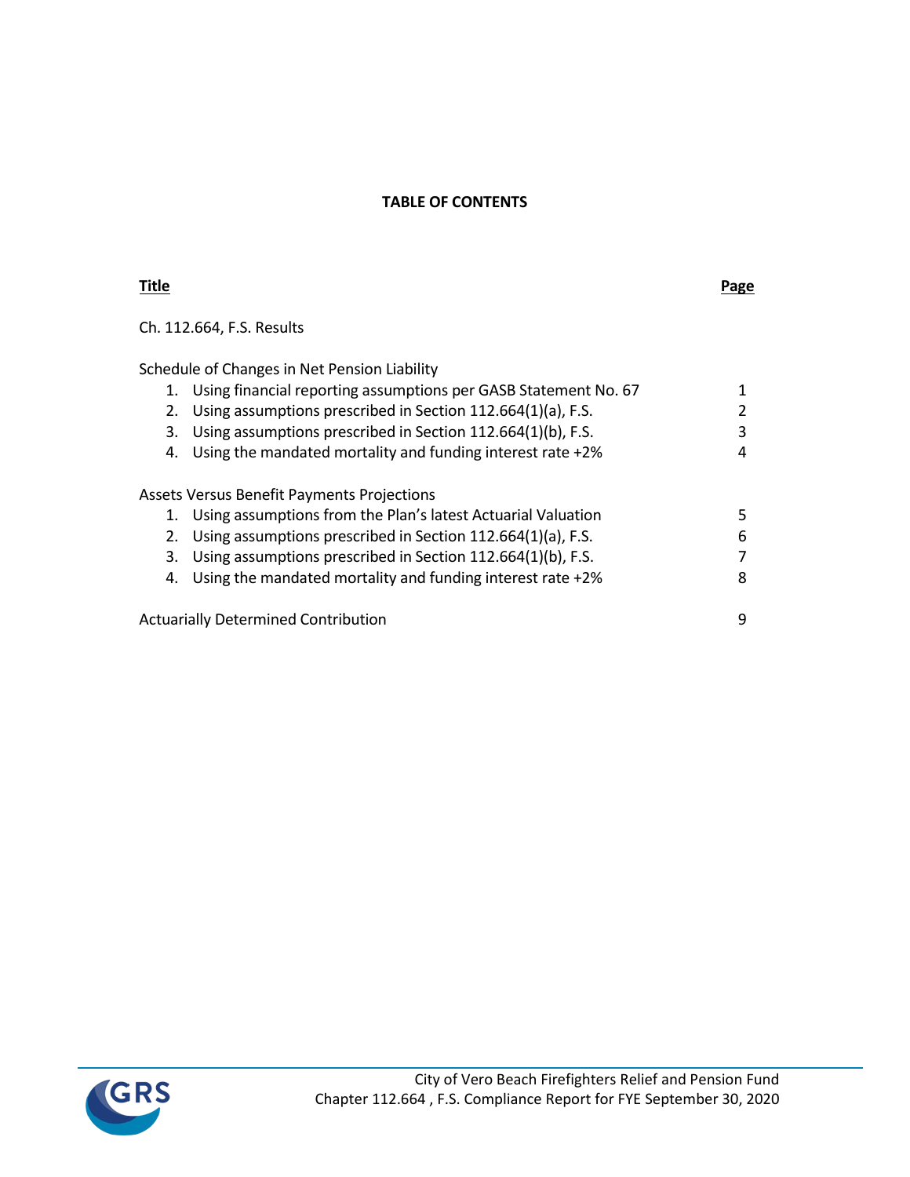# TABLE OF CONTENTS

| Title | Page |
|---|---|
| Ch. 112.664, F.S. Results | |
| Schedule of Changes in Net Pension Liability | |
| 1. Using financial reporting assumptions per GASB Statement No. 67 | 1 |
| 2. Using assumptions prescribed in Section 112.664(1)(a), F.S. | 2 |
| 3. Using assumptions prescribed in Section 112.664(1)(b), F.S. | 3 |
| 4. Using the mandated mortality and funding interest rate +2% | 4 |
| Assets Versus Benefit Payments Projections | |
| 1. Using assumptions from the Plan's latest Actuarial Valuation | 5 |
| 2. Using assumptions prescribed in Section 112.664(1)(a), F.S. | 6 |
| 3. Using assumptions prescribed in Section 112.664(1)(b), F.S. | 7 |
| 4. Using the mandated mortality and funding interest rate +2% | 8 |
| Actuarially Determined Contribution | 9 |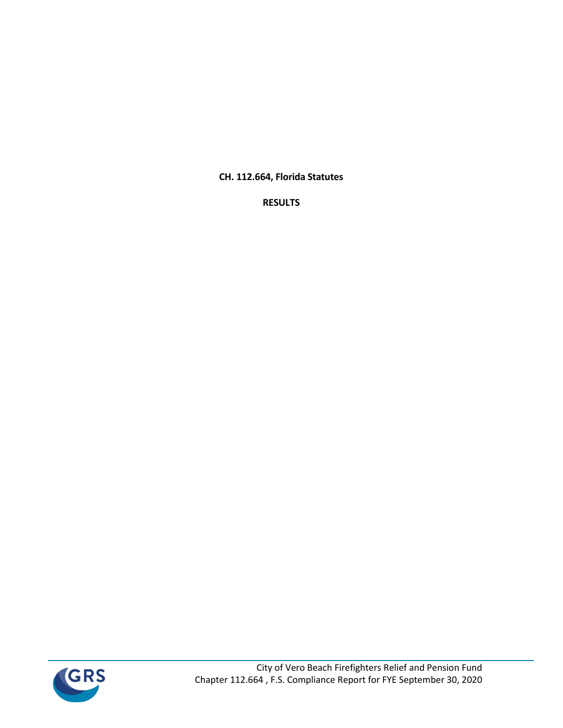**CH. 112.664, Florida Statutes**

**RESULTS**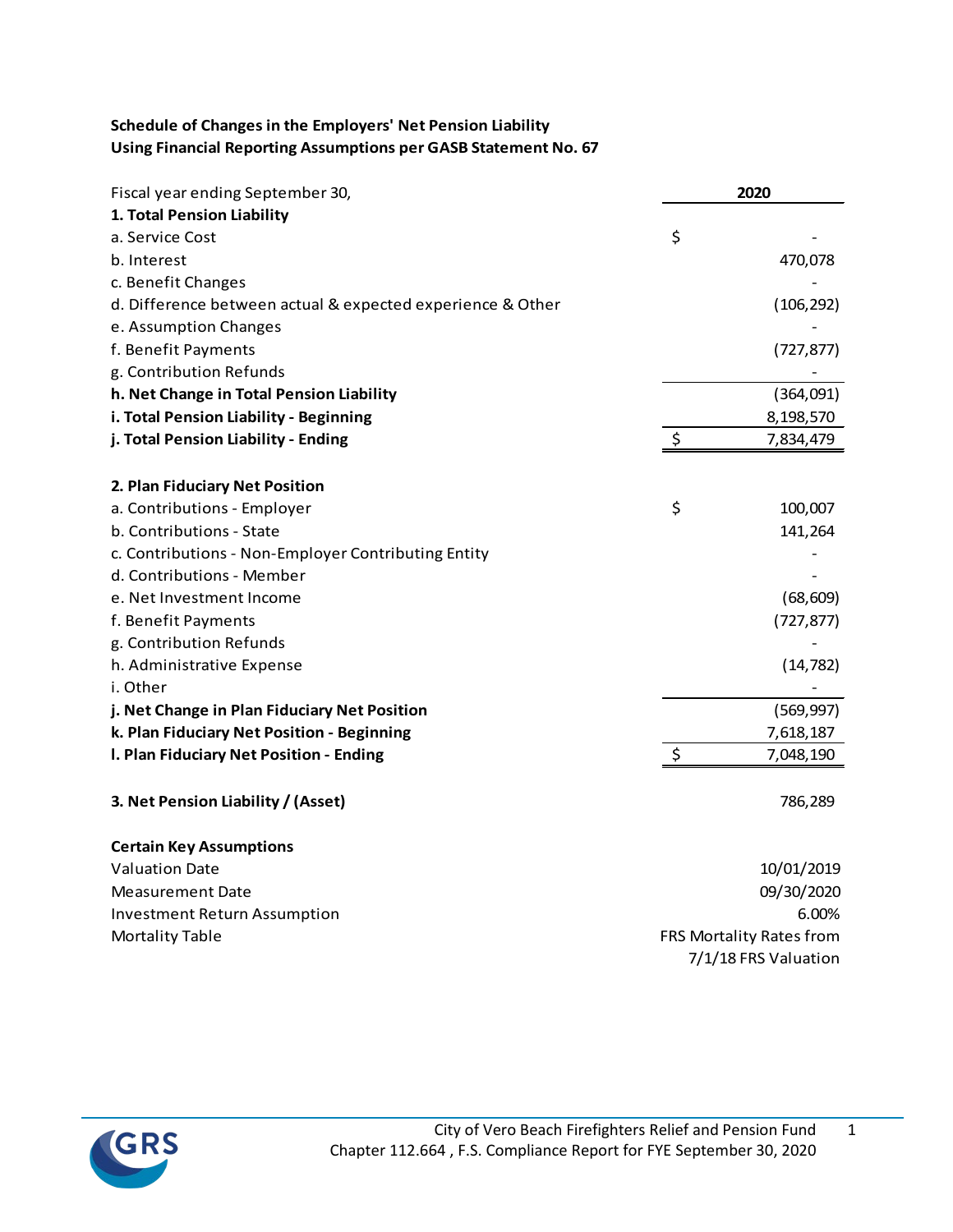## Schedule of Changes in the Employers' Net Pension Liability
## Using Financial Reporting Assumptions per GASB Statement No. 67

| Fiscal year ending September 30, | 2020 |
|---|---|
| **1. Total Pension Liability** | |
| a. Service Cost | $ - |
| b. Interest | 470,078 |
| c. Benefit Changes | - |
| d. Difference between actual & expected experience & Other | (106,292) |
| e. Assumption Changes | - |
| f. Benefit Payments | (727,877) |
| g. Contribution Refunds | - |
| **h. Net Change in Total Pension Liability** | (364,091) |
| **i. Total Pension Liability - Beginning** | 8,198,570 |
| **j. Total Pension Liability - Ending** | $ 7,834,479 |
| | |
| **2. Plan Fiduciary Net Position** | |
| a. Contributions - Employer | $ 100,007 |
| b. Contributions - State | 141,264 |
| c. Contributions - Non-Employer Contributing Entity | - |
| d. Contributions - Member | - |
| e. Net Investment Income | (68,609) |
| f. Benefit Payments | (727,877) |
| g. Contribution Refunds | - |
| h. Administrative Expense | (14,782) |
| i. Other | - |
| **j. Net Change in Plan Fiduciary Net Position** | (569,997) |
| **k. Plan Fiduciary Net Position - Beginning** | 7,618,187 |
| **l. Plan Fiduciary Net Position - Ending** | $ 7,048,190 |
| | |
| **3. Net Pension Liability / (Asset)** | 786,289 |
| | |
| **Certain Key Assumptions** | |
| Valuation Date | 10/01/2019 |
| Measurement Date | 09/30/2020 |
| Investment Return Assumption | 6.00% |
| Mortality Table | FRS Mortality Rates from 7/1/18 FRS Valuation |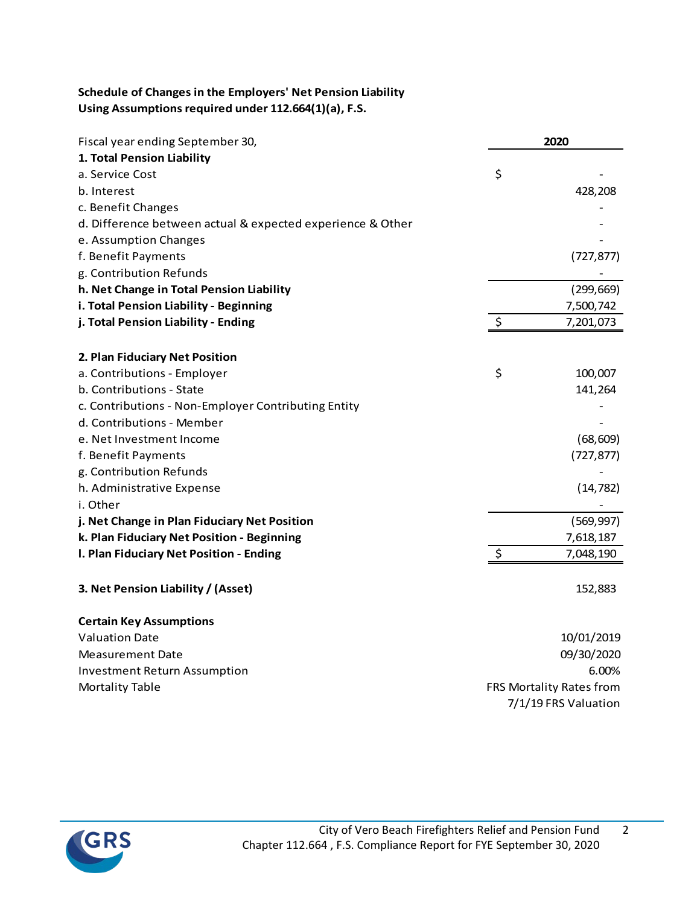**Schedule of Changes in the Employers' Net Pension Liability**
**Using Assumptions required under 112.664(1)(a), F.S.**

| Fiscal year ending September 30, | 2020 |
|---|---|
| **1. Total Pension Liability** | |
| a. Service Cost | $ - |
| b. Interest | 428,208 |
| c. Benefit Changes | - |
| d. Difference between actual & expected experience & Other | - |
| e. Assumption Changes | - |
| f. Benefit Payments | (727,877) |
| g. Contribution Refunds | - |
| **h. Net Change in Total Pension Liability** | (299,669) |
| **i. Total Pension Liability - Beginning** | 7,500,742 |
| **j. Total Pension Liability - Ending** | $ 7,201,073 |
| | |
| **2. Plan Fiduciary Net Position** | |
| a. Contributions - Employer | $ 100,007 |
| b. Contributions - State | 141,264 |
| c. Contributions - Non-Employer Contributing Entity | - |
| d. Contributions - Member | - |
| e. Net Investment Income | (68,609) |
| f. Benefit Payments | (727,877) |
| g. Contribution Refunds | - |
| h. Administrative Expense | (14,782) |
| i. Other | - |
| **j. Net Change in Plan Fiduciary Net Position** | (569,997) |
| **k. Plan Fiduciary Net Position - Beginning** | 7,618,187 |
| **l. Plan Fiduciary Net Position - Ending** | $ 7,048,190 |
| | |
| **3. Net Pension Liability / (Asset)** | 152,883 |
| | |
| **Certain Key Assumptions** | |
| Valuation Date | 10/01/2019 |
| Measurement Date | 09/30/2020 |
| Investment Return Assumption | 6.00% |
| Mortality Table | FRS Mortality Rates from 7/1/19 FRS Valuation |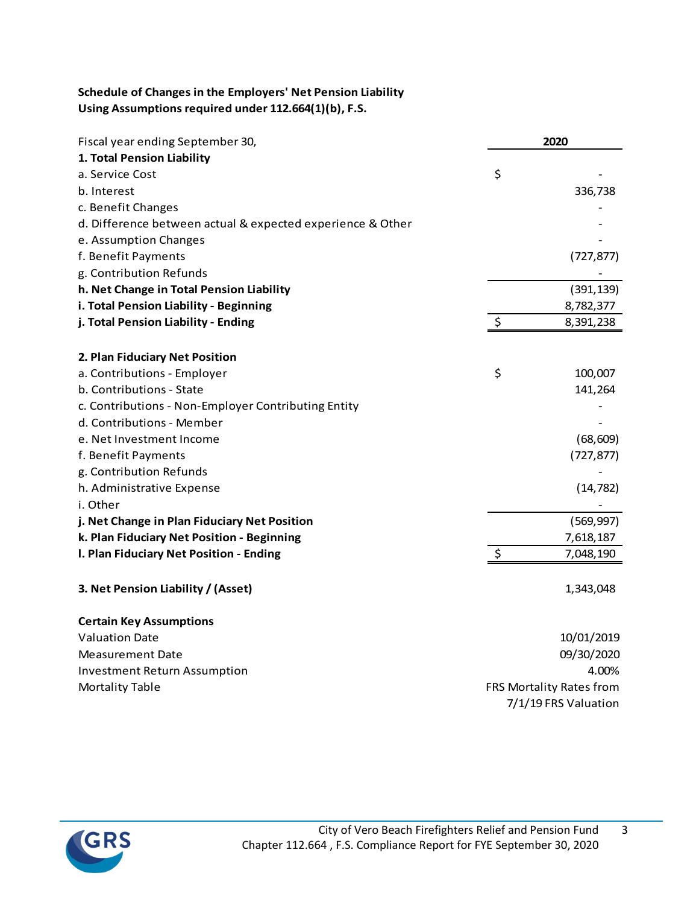**Schedule of Changes in the Employers' Net Pension Liability**
**Using Assumptions required under 112.664(1)(b), F.S.**

| Fiscal year ending September 30, | 2020 |
|---|---|
| **1. Total Pension Liability** | |
| a. Service Cost | $ - |
| b. Interest | 336,738 |
| c. Benefit Changes | - |
| d. Difference between actual & expected experience & Other | - |
| e. Assumption Changes | - |
| f. Benefit Payments | (727,877) |
| g. Contribution Refunds | - |
| **h. Net Change in Total Pension Liability** | (391,139) |
| **i. Total Pension Liability - Beginning** | 8,782,377 |
| **j. Total Pension Liability - Ending** | $ 8,391,238 |
| | |
| **2. Plan Fiduciary Net Position** | |
| a. Contributions - Employer | $ 100,007 |
| b. Contributions - State | 141,264 |
| c. Contributions - Non-Employer Contributing Entity | - |
| d. Contributions - Member | - |
| e. Net Investment Income | (68,609) |
| f. Benefit Payments | (727,877) |
| g. Contribution Refunds | - |
| h. Administrative Expense | (14,782) |
| i. Other | - |
| **j. Net Change in Plan Fiduciary Net Position** | (569,997) |
| **k. Plan Fiduciary Net Position - Beginning** | 7,618,187 |
| **l. Plan Fiduciary Net Position - Ending** | $ 7,048,190 |
| | |
| **3. Net Pension Liability / (Asset)** | 1,343,048 |

**Certain Key Assumptions**

| | |
|---|---|
| Valuation Date | 10/01/2019 |
| Measurement Date | 09/30/2020 |
| Investment Return Assumption | 4.00% |
| Mortality Table | FRS Mortality Rates from 7/1/19 FRS Valuation |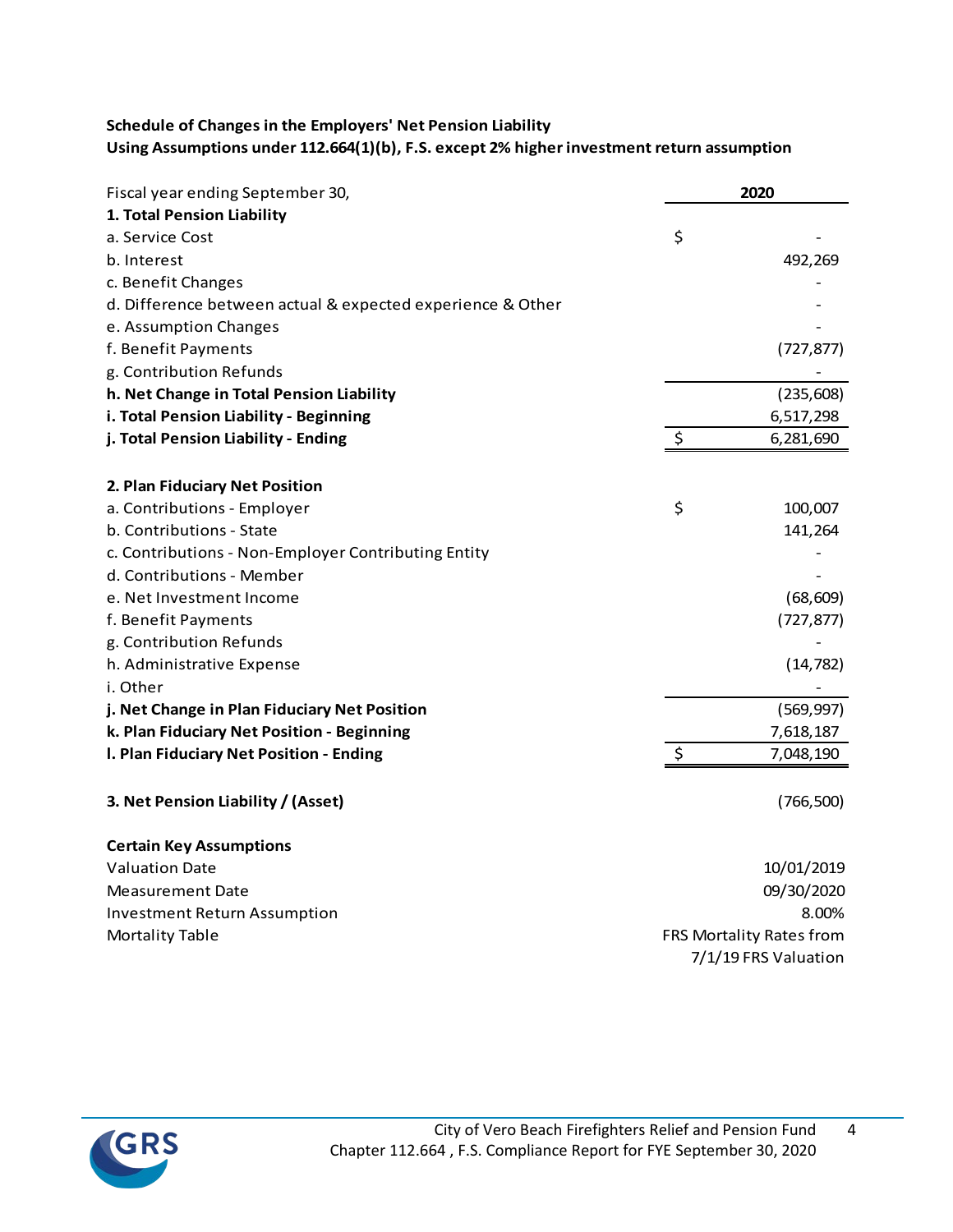**Schedule of Changes in the Employers' Net Pension Liability**
**Using Assumptions under 112.664(1)(b), F.S. except 2% higher investment return assumption**

| Fiscal year ending September 30, | 2020 |
|---|---|
| **1. Total Pension Liability** | |
| a. Service Cost | $ - |
| b. Interest | 492,269 |
| c. Benefit Changes | - |
| d. Difference between actual & expected experience & Other | - |
| e. Assumption Changes | - |
| f. Benefit Payments | (727,877) |
| g. Contribution Refunds | - |
| **h. Net Change in Total Pension Liability** | (235,608) |
| **i. Total Pension Liability - Beginning** | 6,517,298 |
| **j. Total Pension Liability - Ending** | $ 6,281,690 |
| | |
| **2. Plan Fiduciary Net Position** | |
| a. Contributions - Employer | $ 100,007 |
| b. Contributions - State | 141,264 |
| c. Contributions - Non-Employer Contributing Entity | - |
| d. Contributions - Member | - |
| e. Net Investment Income | (68,609) |
| f. Benefit Payments | (727,877) |
| g. Contribution Refunds | - |
| h. Administrative Expense | (14,782) |
| i. Other | - |
| **j. Net Change in Plan Fiduciary Net Position** | (569,997) |
| **k. Plan Fiduciary Net Position - Beginning** | 7,618,187 |
| **l. Plan Fiduciary Net Position - Ending** | $ 7,048,190 |
| | |
| **3. Net Pension Liability / (Asset)** | (766,500) |
| | |
| **Certain Key Assumptions** | |
| Valuation Date | 10/01/2019 |
| Measurement Date | 09/30/2020 |
| Investment Return Assumption | 8.00% |
| Mortality Table | FRS Mortality Rates from 7/1/19 FRS Valuation |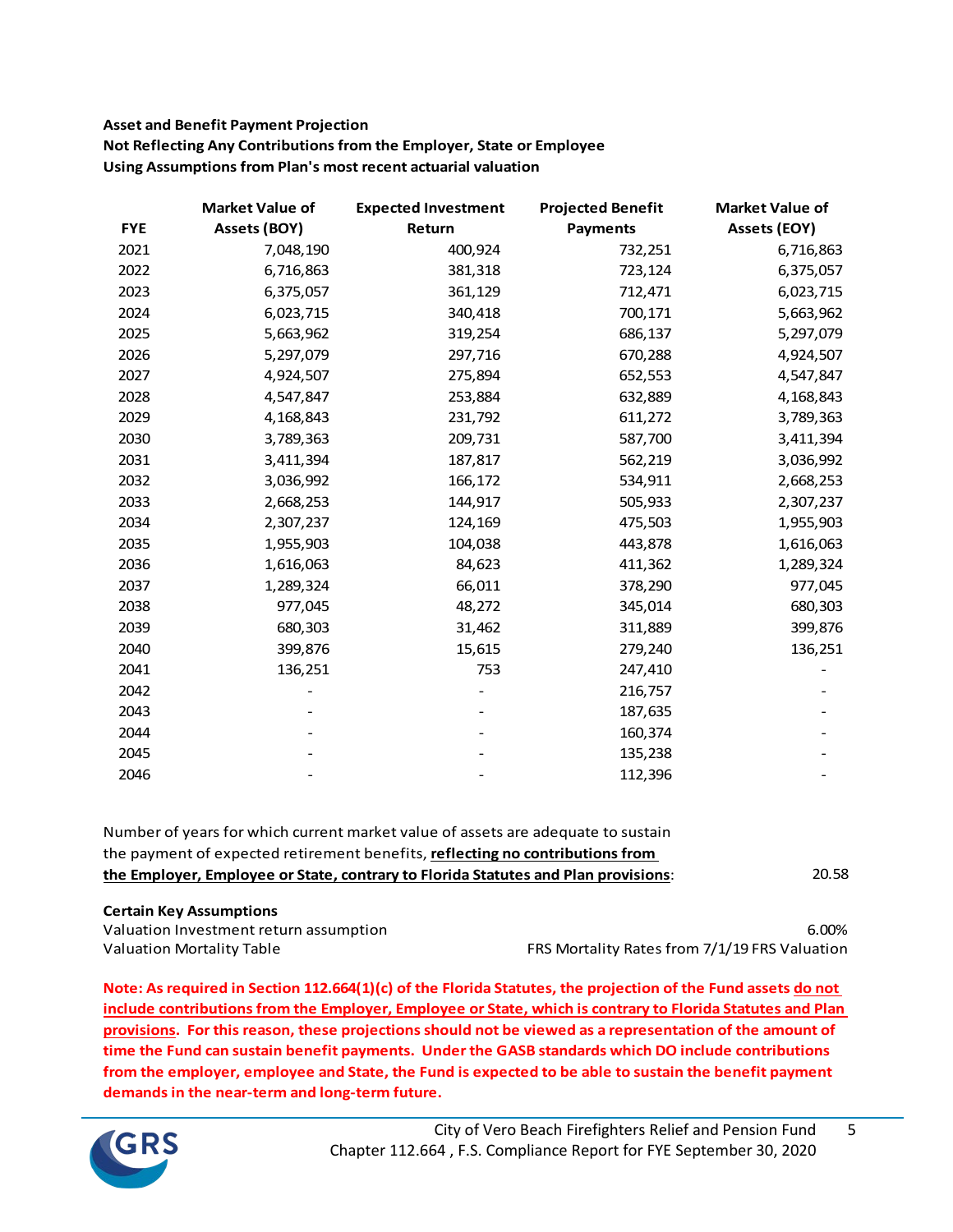**Asset and Benefit Payment Projection**
**Not Reflecting Any Contributions from the Employer, State or Employee**
**Using Assumptions from Plan's most recent actuarial valuation**

| FYE | Market Value of Assets (BOY) | Expected Investment Return | Projected Benefit Payments | Market Value of Assets (EOY) |
|---|---|---|---|---|
| 2021 | 7,048,190 | 400,924 | 732,251 | 6,716,863 |
| 2022 | 6,716,863 | 381,318 | 723,124 | 6,375,057 |
| 2023 | 6,375,057 | 361,129 | 712,471 | 6,023,715 |
| 2024 | 6,023,715 | 340,418 | 700,171 | 5,663,962 |
| 2025 | 5,663,962 | 319,254 | 686,137 | 5,297,079 |
| 2026 | 5,297,079 | 297,716 | 670,288 | 4,924,507 |
| 2027 | 4,924,507 | 275,894 | 652,553 | 4,547,847 |
| 2028 | 4,547,847 | 253,884 | 632,889 | 4,168,843 |
| 2029 | 4,168,843 | 231,792 | 611,272 | 3,789,363 |
| 2030 | 3,789,363 | 209,731 | 587,700 | 3,411,394 |
| 2031 | 3,411,394 | 187,817 | 562,219 | 3,036,992 |
| 2032 | 3,036,992 | 166,172 | 534,911 | 2,668,253 |
| 2033 | 2,668,253 | 144,917 | 505,933 | 2,307,237 |
| 2034 | 2,307,237 | 124,169 | 475,503 | 1,955,903 |
| 2035 | 1,955,903 | 104,038 | 443,878 | 1,616,063 |
| 2036 | 1,616,063 | 84,623 | 411,362 | 1,289,324 |
| 2037 | 1,289,324 | 66,011 | 378,290 | 977,045 |
| 2038 | 977,045 | 48,272 | 345,014 | 680,303 |
| 2039 | 680,303 | 31,462 | 311,889 | 399,876 |
| 2040 | 399,876 | 15,615 | 279,240 | 136,251 |
| 2041 | 136,251 | 753 | 247,410 | - |
| 2042 | - | - | 216,757 | - |
| 2043 | - | - | 187,635 | - |
| 2044 | - | - | 160,374 | - |
| 2045 | - | - | 135,238 | - |
| 2046 | - | - | 112,396 | - |

Number of years for which current market value of assets are adequate to sustain the payment of expected retirement benefits, **reflecting no contributions from the Employer, Employee or State, contrary to Florida Statutes and Plan provisions**: 20.58

**Certain Key Assumptions**

| | |
|---|---|
| Valuation Investment return assumption | 6.00% |
| Valuation Mortality Table | FRS Mortality Rates from 7/1/19 FRS Valuation |

**Note: As required in Section 112.664(1)(c) of the Florida Statutes, the projection of the Fund assets do not include contributions from the Employer, Employee or State, which is contrary to Florida Statutes and Plan provisions. For this reason, these projections should not be viewed as a representation of the amount of time the Fund can sustain benefit payments. Under the GASB standards which DO include contributions from the employer, employee and State, the Fund is expected to be able to sustain the benefit payment demands in the near-term and long-term future.**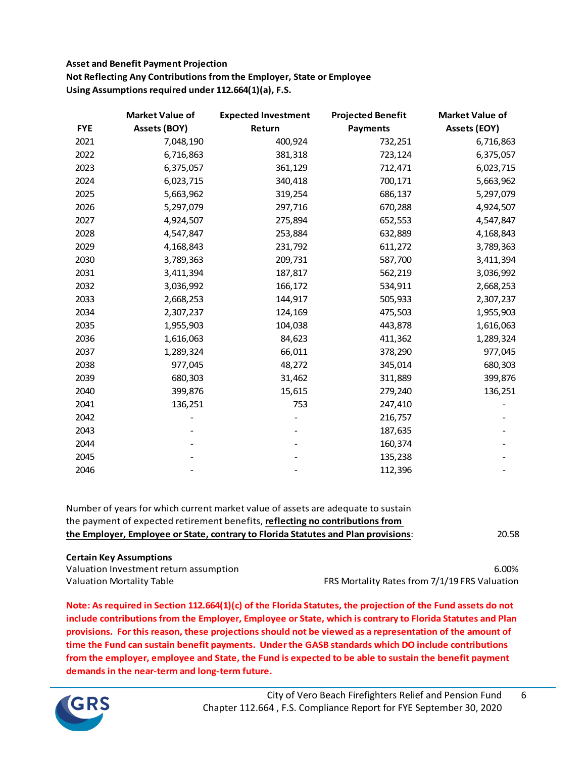**Asset and Benefit Payment Projection**
**Not Reflecting Any Contributions from the Employer, State or Employee**
**Using Assumptions required under 112.664(1)(a), F.S.**

| FYE | Market Value of Assets (BOY) | Expected Investment Return | Projected Benefit Payments | Market Value of Assets (EOY) |
|---|---|---|---|---|
| 2021 | 7,048,190 | 400,924 | 732,251 | 6,716,863 |
| 2022 | 6,716,863 | 381,318 | 723,124 | 6,375,057 |
| 2023 | 6,375,057 | 361,129 | 712,471 | 6,023,715 |
| 2024 | 6,023,715 | 340,418 | 700,171 | 5,663,962 |
| 2025 | 5,663,962 | 319,254 | 686,137 | 5,297,079 |
| 2026 | 5,297,079 | 297,716 | 670,288 | 4,924,507 |
| 2027 | 4,924,507 | 275,894 | 652,553 | 4,547,847 |
| 2028 | 4,547,847 | 253,884 | 632,889 | 4,168,843 |
| 2029 | 4,168,843 | 231,792 | 611,272 | 3,789,363 |
| 2030 | 3,789,363 | 209,731 | 587,700 | 3,411,394 |
| 2031 | 3,411,394 | 187,817 | 562,219 | 3,036,992 |
| 2032 | 3,036,992 | 166,172 | 534,911 | 2,668,253 |
| 2033 | 2,668,253 | 144,917 | 505,933 | 2,307,237 |
| 2034 | 2,307,237 | 124,169 | 475,503 | 1,955,903 |
| 2035 | 1,955,903 | 104,038 | 443,878 | 1,616,063 |
| 2036 | 1,616,063 | 84,623 | 411,362 | 1,289,324 |
| 2037 | 1,289,324 | 66,011 | 378,290 | 977,045 |
| 2038 | 977,045 | 48,272 | 345,014 | 680,303 |
| 2039 | 680,303 | 31,462 | 311,889 | 399,876 |
| 2040 | 399,876 | 15,615 | 279,240 | 136,251 |
| 2041 | 136,251 | 753 | 247,410 | - |
| 2042 | - | - | 216,757 | - |
| 2043 | - | - | 187,635 | - |
| 2044 | - | - | 160,374 | - |
| 2045 | - | - | 135,238 | - |
| 2046 | - | - | 112,396 | - |

Number of years for which current market value of assets are adequate to sustain the payment of expected retirement benefits, **reflecting no contributions from the Employer, Employee or State, contrary to Florida Statutes and Plan provisions**: 20.58

**Certain Key Assumptions**

| | |
|---|---|
| Valuation Investment return assumption | 6.00% |
| Valuation Mortality Table | FRS Mortality Rates from 7/1/19 FRS Valuation |

**Note: As required in Section 112.664(1)(c) of the Florida Statutes, the projection of the Fund assets do not include contributions from the Employer, Employee or State, which is contrary to Florida Statutes and Plan provisions. For this reason, these projections should not be viewed as a representation of the amount of time the Fund can sustain benefit payments. Under the GASB standards which DO include contributions from the employer, employee and State, the Fund is expected to be able to sustain the benefit payment demands in the near-term and long-term future.**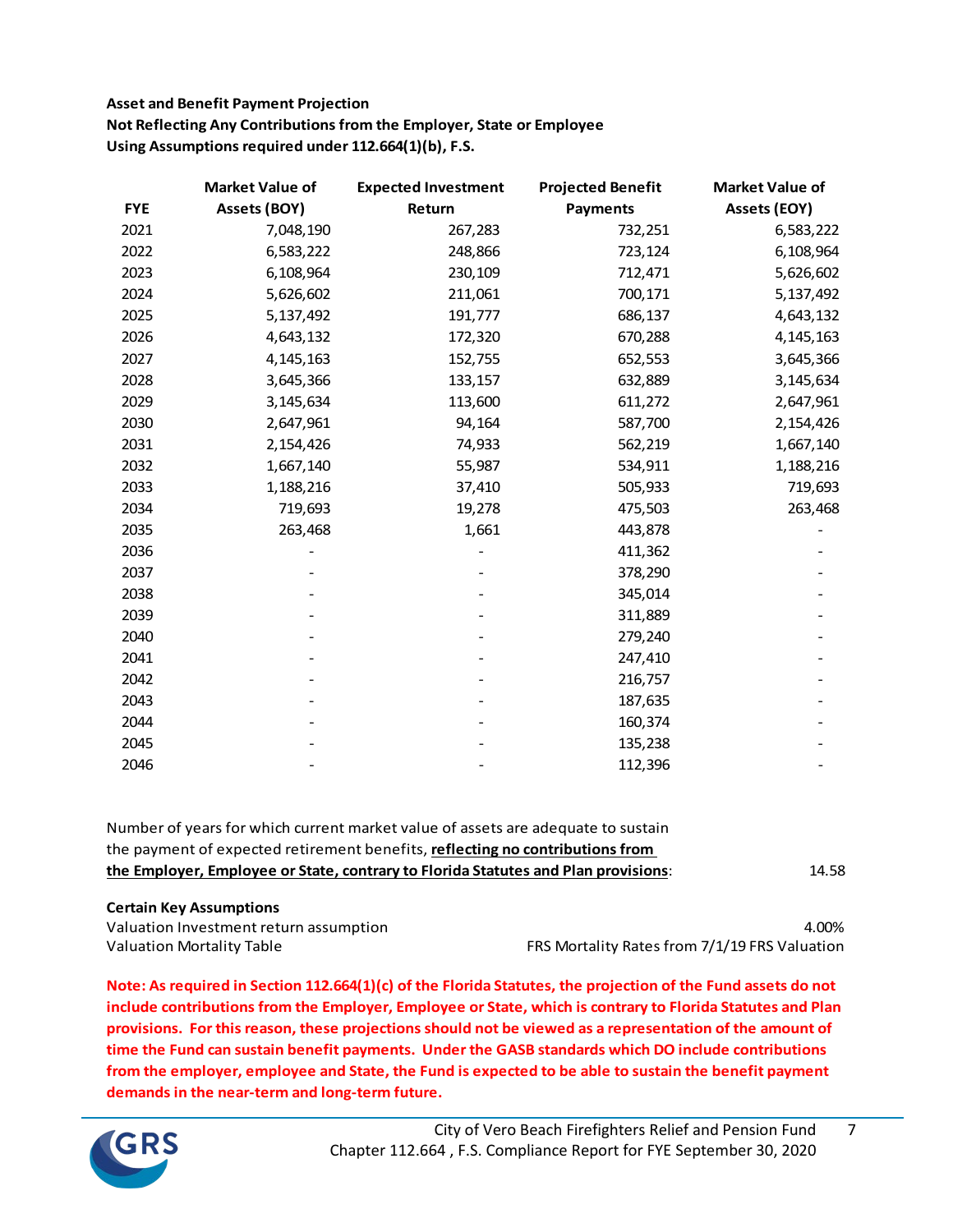**Asset and Benefit Payment Projection**
**Not Reflecting Any Contributions from the Employer, State or Employee**
**Using Assumptions required under 112.664(1)(b), F.S.**

| FYE | Market Value of Assets (BOY) | Expected Investment Return | Projected Benefit Payments | Market Value of Assets (EOY) |
|---|---|---|---|---|
| 2021 | 7,048,190 | 267,283 | 732,251 | 6,583,222 |
| 2022 | 6,583,222 | 248,866 | 723,124 | 6,108,964 |
| 2023 | 6,108,964 | 230,109 | 712,471 | 5,626,602 |
| 2024 | 5,626,602 | 211,061 | 700,171 | 5,137,492 |
| 2025 | 5,137,492 | 191,777 | 686,137 | 4,643,132 |
| 2026 | 4,643,132 | 172,320 | 670,288 | 4,145,163 |
| 2027 | 4,145,163 | 152,755 | 652,553 | 3,645,366 |
| 2028 | 3,645,366 | 133,157 | 632,889 | 3,145,634 |
| 2029 | 3,145,634 | 113,600 | 611,272 | 2,647,961 |
| 2030 | 2,647,961 | 94,164 | 587,700 | 2,154,426 |
| 2031 | 2,154,426 | 74,933 | 562,219 | 1,667,140 |
| 2032 | 1,667,140 | 55,987 | 534,911 | 1,188,216 |
| 2033 | 1,188,216 | 37,410 | 505,933 | 719,693 |
| 2034 | 719,693 | 19,278 | 475,503 | 263,468 |
| 2035 | 263,468 | 1,661 | 443,878 | - |
| 2036 | - | - | 411,362 | - |
| 2037 | - | - | 378,290 | - |
| 2038 | - | - | 345,014 | - |
| 2039 | - | - | 311,889 | - |
| 2040 | - | - | 279,240 | - |
| 2041 | - | - | 247,410 | - |
| 2042 | - | - | 216,757 | - |
| 2043 | - | - | 187,635 | - |
| 2044 | - | - | 160,374 | - |
| 2045 | - | - | 135,238 | - |
| 2046 | - | - | 112,396 | - |

Number of years for which current market value of assets are adequate to sustain the payment of expected retirement benefits, **reflecting no contributions from the Employer, Employee or State, contrary to Florida Statutes and Plan provisions**: 14.58

**Certain Key Assumptions**

| | |
|---|---|
| Valuation Investment return assumption | 4.00% |
| Valuation Mortality Table | FRS Mortality Rates from 7/1/19 FRS Valuation |

**Note: As required in Section 112.664(1)(c) of the Florida Statutes, the projection of the Fund assets do not include contributions from the Employer, Employee or State, which is contrary to Florida Statutes and Plan provisions. For this reason, these projections should not be viewed as a representation of the amount of time the Fund can sustain benefit payments. Under the GASB standards which DO include contributions from the employer, employee and State, the Fund is expected to be able to sustain the benefit payment demands in the near-term and long-term future.**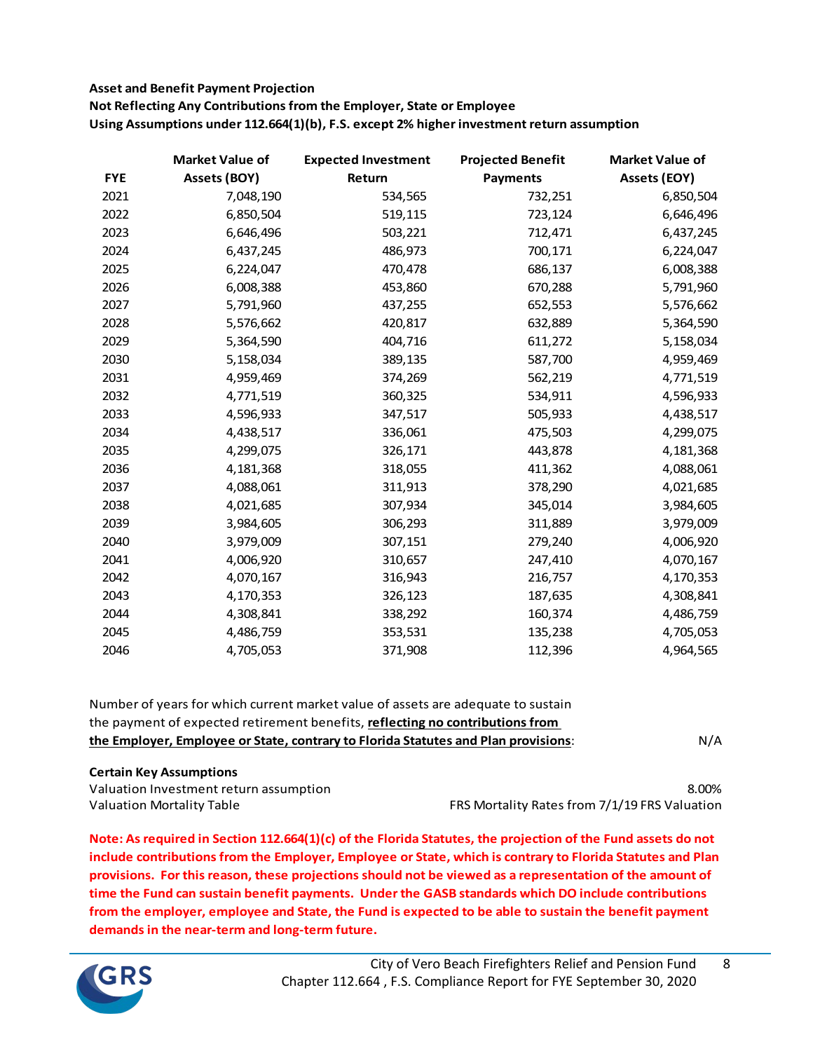**Asset and Benefit Payment Projection**
**Not Reflecting Any Contributions from the Employer, State or Employee**
**Using Assumptions under 112.664(1)(b), F.S. except 2% higher investment return assumption**

| FYE | Market Value of Assets (BOY) | Expected Investment Return | Projected Benefit Payments | Market Value of Assets (EOY) |
|---|---|---|---|---|
| 2021 | 7,048,190 | 534,565 | 732,251 | 6,850,504 |
| 2022 | 6,850,504 | 519,115 | 723,124 | 6,646,496 |
| 2023 | 6,646,496 | 503,221 | 712,471 | 6,437,245 |
| 2024 | 6,437,245 | 486,973 | 700,171 | 6,224,047 |
| 2025 | 6,224,047 | 470,478 | 686,137 | 6,008,388 |
| 2026 | 6,008,388 | 453,860 | 670,288 | 5,791,960 |
| 2027 | 5,791,960 | 437,255 | 652,553 | 5,576,662 |
| 2028 | 5,576,662 | 420,817 | 632,889 | 5,364,590 |
| 2029 | 5,364,590 | 404,716 | 611,272 | 5,158,034 |
| 2030 | 5,158,034 | 389,135 | 587,700 | 4,959,469 |
| 2031 | 4,959,469 | 374,269 | 562,219 | 4,771,519 |
| 2032 | 4,771,519 | 360,325 | 534,911 | 4,596,933 |
| 2033 | 4,596,933 | 347,517 | 505,933 | 4,438,517 |
| 2034 | 4,438,517 | 336,061 | 475,503 | 4,299,075 |
| 2035 | 4,299,075 | 326,171 | 443,878 | 4,181,368 |
| 2036 | 4,181,368 | 318,055 | 411,362 | 4,088,061 |
| 2037 | 4,088,061 | 311,913 | 378,290 | 4,021,685 |
| 2038 | 4,021,685 | 307,934 | 345,014 | 3,984,605 |
| 2039 | 3,984,605 | 306,293 | 311,889 | 3,979,009 |
| 2040 | 3,979,009 | 307,151 | 279,240 | 4,006,920 |
| 2041 | 4,006,920 | 310,657 | 247,410 | 4,070,167 |
| 2042 | 4,070,167 | 316,943 | 216,757 | 4,170,353 |
| 2043 | 4,170,353 | 326,123 | 187,635 | 4,308,841 |
| 2044 | 4,308,841 | 338,292 | 160,374 | 4,486,759 |
| 2045 | 4,486,759 | 353,531 | 135,238 | 4,705,053 |
| 2046 | 4,705,053 | 371,908 | 112,396 | 4,964,565 |

Number of years for which current market value of assets are adequate to sustain the payment of expected retirement benefits, **reflecting no contributions from the Employer, Employee or State, contrary to Florida Statutes and Plan provisions**: N/A

**Certain Key Assumptions**

| | |
|---|---|
| Valuation Investment return assumption | 8.00% |
| Valuation Mortality Table | FRS Mortality Rates from 7/1/19 FRS Valuation |

**Note: As required in Section 112.664(1)(c) of the Florida Statutes, the projection of the Fund assets do not include contributions from the Employer, Employee or State, which is contrary to Florida Statutes and Plan provisions. For this reason, these projections should not be viewed as a representation of the amount of time the Fund can sustain benefit payments. Under the GASB standards which DO include contributions from the employer, employee and State, the Fund is expected to be able to sustain the benefit payment demands in the near-term and long-term future.**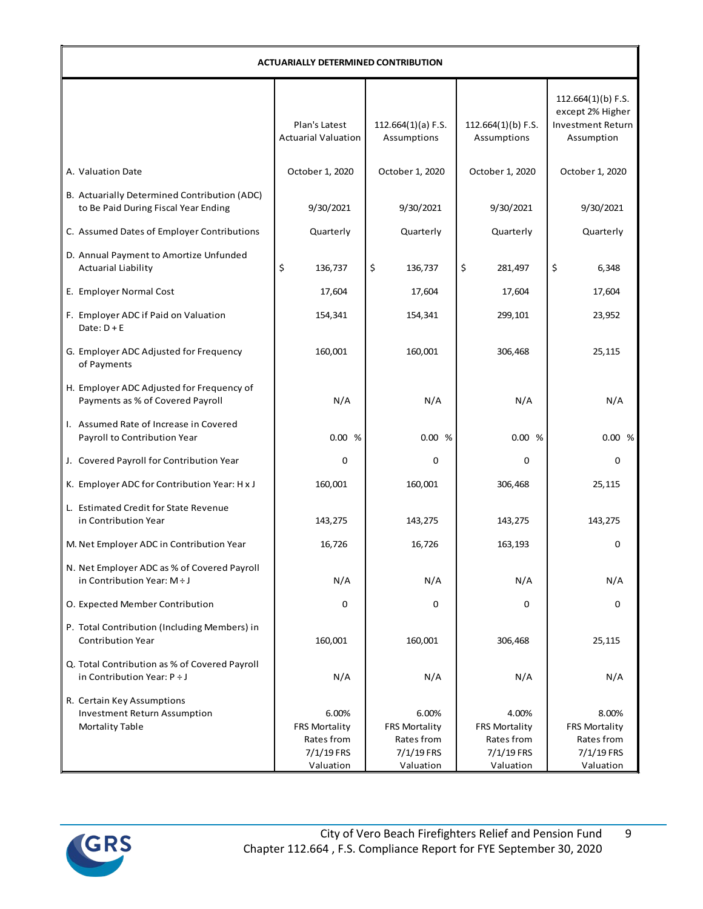| ACTUARIALLY DETERMINED CONTRIBUTION | | | | |
|---|---|---|---|---|
| | Plan's Latest Actuarial Valuation | 112.664(1)(a) F.S. Assumptions | 112.664(1)(b) F.S. Assumptions | 112.664(1)(b) F.S. except 2% Higher Investment Return Assumption |
| A. Valuation Date | October 1, 2020 | October 1, 2020 | October 1, 2020 | October 1, 2020 |
| B. Actuarially Determined Contribution (ADC) to Be Paid During Fiscal Year Ending | 9/30/2021 | 9/30/2021 | 9/30/2021 | 9/30/2021 |
| C. Assumed Dates of Employer Contributions | Quarterly | Quarterly | Quarterly | Quarterly |
| D. Annual Payment to Amortize Unfunded Actuarial Liability | $ 136,737 | $ 136,737 | $ 281,497 | $ 6,348 |
| E. Employer Normal Cost | 17,604 | 17,604 | 17,604 | 17,604 |
| F. Employer ADC if Paid on Valuation Date: D + E | 154,341 | 154,341 | 299,101 | 23,952 |
| G. Employer ADC Adjusted for Frequency of Payments | 160,001 | 160,001 | 306,468 | 25,115 |
| H. Employer ADC Adjusted for Frequency of Payments as % of Covered Payroll | N/A | N/A | N/A | N/A |
| I. Assumed Rate of Increase in Covered Payroll to Contribution Year | 0.00 % | 0.00 % | 0.00 % | 0.00 % |
| J. Covered Payroll for Contribution Year | 0 | 0 | 0 | 0 |
| K. Employer ADC for Contribution Year: H x J | 160,001 | 160,001 | 306,468 | 25,115 |
| L. Estimated Credit for State Revenue in Contribution Year | 143,275 | 143,275 | 143,275 | 143,275 |
| M. Net Employer ADC in Contribution Year | 16,726 | 16,726 | 163,193 | 0 |
| N. Net Employer ADC as % of Covered Payroll in Contribution Year: M ÷ J | N/A | N/A | N/A | N/A |
| O. Expected Member Contribution | 0 | 0 | 0 | 0 |
| P. Total Contribution (Including Members) in Contribution Year | 160,001 | 160,001 | 306,468 | 25,115 |
| Q. Total Contribution as % of Covered Payroll in Contribution Year: P ÷ J | N/A | N/A | N/A | N/A |
| R. Certain Key Assumptions | | | | |
| Investment Return Assumption | 6.00% | 6.00% | 4.00% | 8.00% |
| Mortality Table | FRS Mortality Rates from 7/1/19 FRS Valuation | FRS Mortality Rates from 7/1/19 FRS Valuation | FRS Mortality Rates from 7/1/19 FRS Valuation | FRS Mortality Rates from 7/1/19 FRS Valuation |